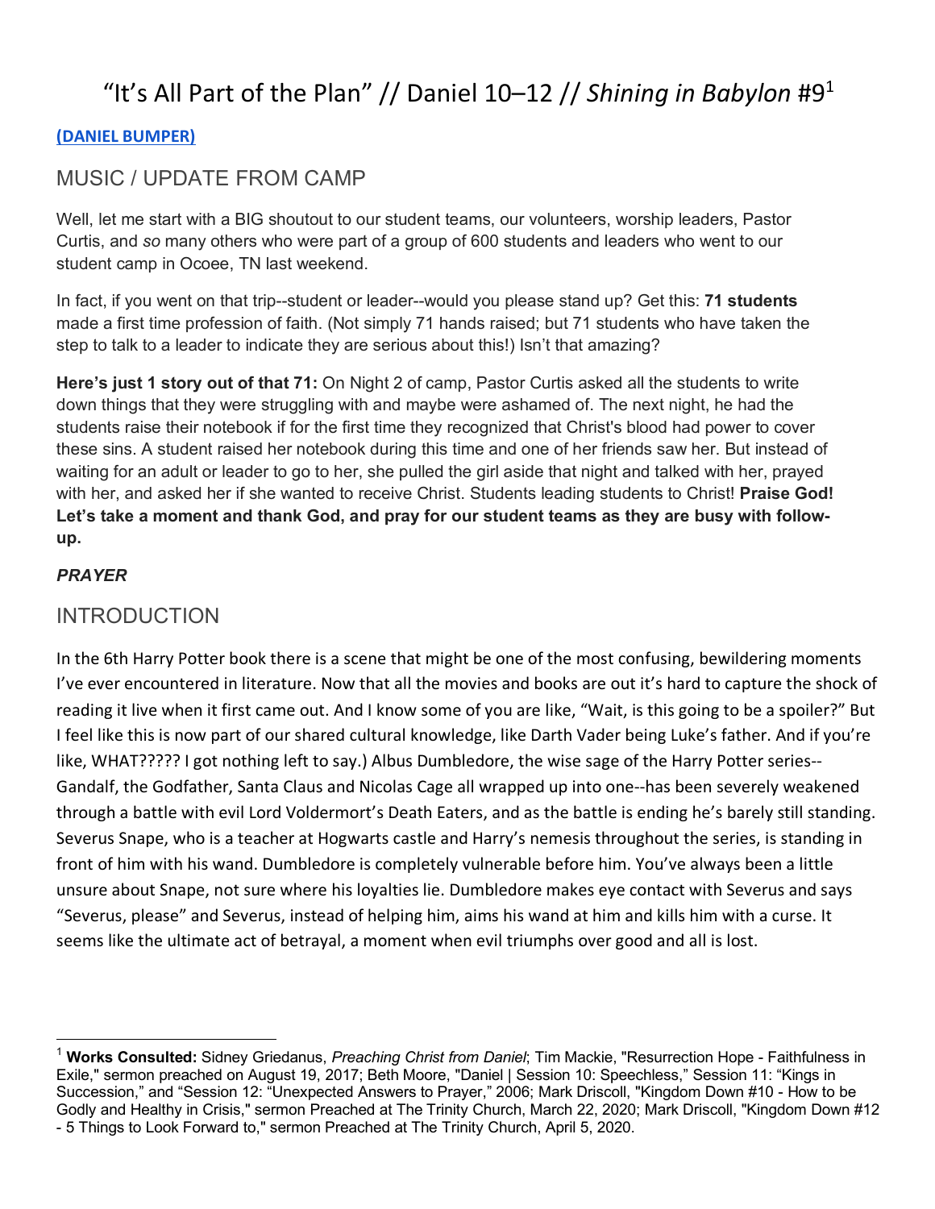# "It's All Part of the Plan" // Daniel 10–12 // *Shining in Babylon* #9[1]

**(DANIEL BUMPER)**

## MUSIC / UPDATE FROM CAMP

Well, let me start with a BIG shoutout to our student teams, our volunteers, worship leaders, Pastor Curtis, and *so* many others who were part of a group of 600 students and leaders who went to our student camp in Ocoee, TN last weekend.

In fact, if you went on that trip--student or leader--would you please stand up? Get this: **71 students** made a first time profession of faith. (Not simply 71 hands raised; but 71 students who have taken the step to talk to a leader to indicate they are serious about this!) Isn't that amazing?

**Here's just 1 story out of that 71:** On Night 2 of camp, Pastor Curtis asked all the students to write down things that they were struggling with and maybe were ashamed of. The next night, he had the students raise their notebook if for the first time they recognized that Christ's blood had power to cover these sins. A student raised her notebook during this time and one of her friends saw her. But instead of waiting for an adult or leader to go to her, she pulled the girl aside that night and talked with her, prayed with her, and asked her if she wanted to receive Christ. Students leading students to Christ! **Praise God! Let's take a moment and thank God, and pray for our student teams as they are busy with follow-up.**

***PRAYER***

## INTRODUCTION

In the 6th Harry Potter book there is a scene that might be one of the most confusing, bewildering moments I've ever encountered in literature. Now that all the movies and books are out it's hard to capture the shock of reading it live when it first came out. And I know some of you are like, "Wait, is this going to be a spoiler?" But I feel like this is now part of our shared cultural knowledge, like Darth Vader being Luke's father. And if you're like, WHAT????? I got nothing left to say.) Albus Dumbledore, the wise sage of the Harry Potter series--Gandalf, the Godfather, Santa Claus and Nicolas Cage all wrapped up into one--has been severely weakened through a battle with evil Lord Voldermort's Death Eaters, and as the battle is ending he's barely still standing. Severus Snape, who is a teacher at Hogwarts castle and Harry's nemesis throughout the series, is standing in front of him with his wand. Dumbledore is completely vulnerable before him. You've always been a little unsure about Snape, not sure where his loyalties lie. Dumbledore makes eye contact with Severus and says "Severus, please" and Severus, instead of helping him, aims his wand at him and kills him with a curse. It seems like the ultimate act of betrayal, a moment when evil triumphs over good and all is lost.

---

[1] **Works Consulted:** Sidney Griedanus, *Preaching Christ from Daniel*; Tim Mackie, "Resurrection Hope - Faithfulness in Exile," sermon preached on August 19, 2017; Beth Moore, "Daniel | Session 10: Speechless," Session 11: "Kings in Succession," and "Session 12: "Unexpected Answers to Prayer," 2006; Mark Driscoll, "Kingdom Down #10 - How to be Godly and Healthy in Crisis," sermon Preached at The Trinity Church, March 22, 2020; Mark Driscoll, "Kingdom Down #12 - 5 Things to Look Forward to," sermon Preached at The Trinity Church, April 5, 2020.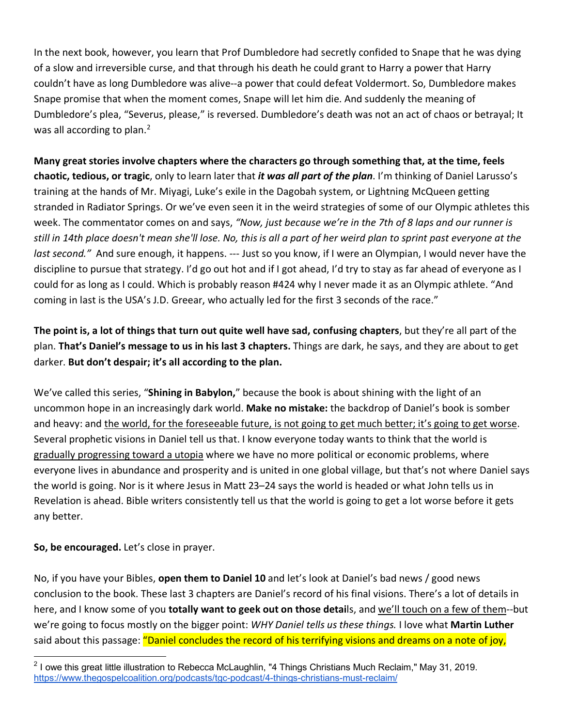In the next book, however, you learn that Prof Dumbledore had secretly confided to Snape that he was dying of a slow and irreversible curse, and that through his death he could grant to Harry a power that Harry couldn't have as long Dumbledore was alive--a power that could defeat Voldermort. So, Dumbledore makes Snape promise that when the moment comes, Snape will let him die. And suddenly the meaning of Dumbledore's plea, "Severus, please," is reversed. Dumbledore's death was not an act of chaos or betrayal; It was all according to plan.[2]

**Many great stories involve chapters where the characters go through something that, at the time, feels chaotic, tedious, or tragic**, only to learn later that ***it was all part of the plan***. I'm thinking of Daniel Larusso's training at the hands of Mr. Miyagi, Luke's exile in the Dagobah system, or Lightning McQueen getting stranded in Radiator Springs. Or we've even seen it in the weird strategies of some of our Olympic athletes this week. The commentator comes on and says, *"Now, just because we're in the 7th of 8 laps and our runner is still in 14th place doesn't mean she'll lose. No, this is all a part of her weird plan to sprint past everyone at the last second."* And sure enough, it happens. --- Just so you know, if I were an Olympian, I would never have the discipline to pursue that strategy. I'd go out hot and if I got ahead, I'd try to stay as far ahead of everyone as I could for as long as I could. Which is probably reason #424 why I never made it as an Olympic athlete. "And coming in last is the USA's J.D. Greear, who actually led for the first 3 seconds of the race."

**The point is, a lot of things that turn out quite well have sad, confusing chapters**, but they're all part of the plan. **That's Daniel's message to us in his last 3 chapters.** Things are dark, he says, and they are about to get darker. **But don't despair; it's all according to the plan.**

We've called this series, "**Shining in Babylon,**" because the book is about shining with the light of an uncommon hope in an increasingly dark world. **Make no mistake:** the backdrop of Daniel's book is somber and heavy: and the world, for the foreseeable future, is not going to get much better; it's going to get worse. Several prophetic visions in Daniel tell us that. I know everyone today wants to think that the world is gradually progressing toward a utopia where we have no more political or economic problems, where everyone lives in abundance and prosperity and is united in one global village, but that's not where Daniel says the world is going. Nor is it where Jesus in Matt 23–24 says the world is headed or what John tells us in Revelation is ahead. Bible writers consistently tell us that the world is going to get a lot worse before it gets any better.

**So, be encouraged.** Let's close in prayer.

No, if you have your Bibles, **open them to Daniel 10** and let's look at Daniel's bad news / good news conclusion to the book. These last 3 chapters are Daniel's record of his final visions. There's a lot of details in here, and I know some of you **totally want to geek out on those detai**ls, and we'll touch on a few of them--but we're going to focus mostly on the bigger point: *WHY Daniel tells us these things.* I love what **Martin Luther** said about this passage: "Daniel concludes the record of his terrifying visions and dreams on a note of joy,

---

[2] I owe this great little illustration to Rebecca McLaughlin, "4 Things Christians Much Reclaim," May 31, 2019. https://www.thegospelcoalition.org/podcasts/tgc-podcast/4-things-christians-must-reclaim/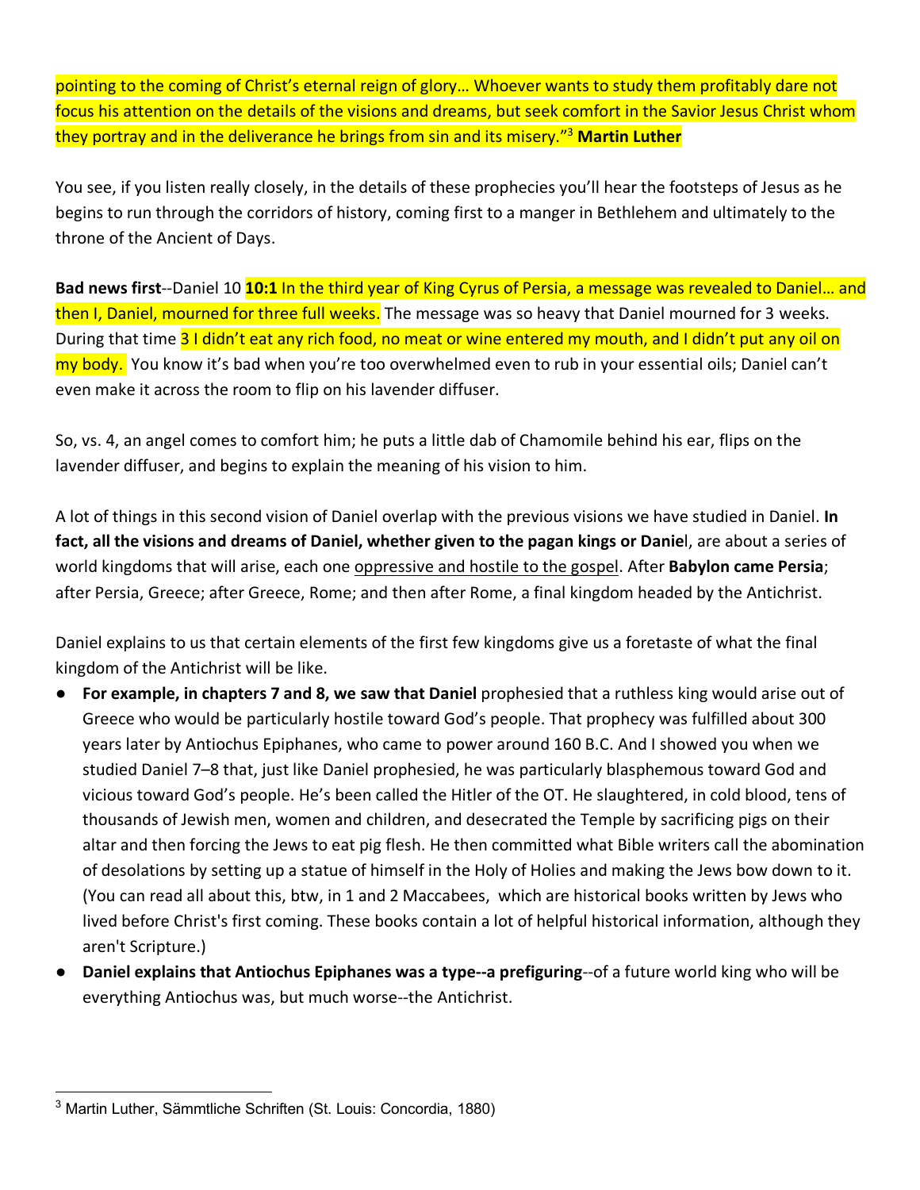pointing to the coming of Christ's eternal reign of glory… Whoever wants to study them profitably dare not focus his attention on the details of the visions and dreams, but seek comfort in the Savior Jesus Christ whom they portray and in the deliverance he brings from sin and its misery."[3] **Martin Luther**

You see, if you listen really closely, in the details of these prophecies you'll hear the footsteps of Jesus as he begins to run through the corridors of history, coming first to a manger in Bethlehem and ultimately to the throne of the Ancient of Days.

**Bad news first**--Daniel 10 **10:1** In the third year of King Cyrus of Persia, a message was revealed to Daniel… and then I, Daniel, mourned for three full weeks. The message was so heavy that Daniel mourned for 3 weeks. During that time 3 I didn't eat any rich food, no meat or wine entered my mouth, and I didn't put any oil on my body. You know it's bad when you're too overwhelmed even to rub in your essential oils; Daniel can't even make it across the room to flip on his lavender diffuser.

So, vs. 4, an angel comes to comfort him; he puts a little dab of Chamomile behind his ear, flips on the lavender diffuser, and begins to explain the meaning of his vision to him.

A lot of things in this second vision of Daniel overlap with the previous visions we have studied in Daniel. **In fact, all the visions and dreams of Daniel, whether given to the pagan kings or Danie**l, are about a series of world kingdoms that will arise, each one <u>oppressive and hostile to the gospel</u>. After **Babylon came Persia**; after Persia, Greece; after Greece, Rome; and then after Rome, a final kingdom headed by the Antichrist.

Daniel explains to us that certain elements of the first few kingdoms give us a foretaste of what the final kingdom of the Antichrist will be like.

- **For example, in chapters 7 and 8, we saw that Daniel** prophesied that a ruthless king would arise out of Greece who would be particularly hostile toward God's people. That prophecy was fulfilled about 300 years later by Antiochus Epiphanes, who came to power around 160 B.C. And I showed you when we studied Daniel 7–8 that, just like Daniel prophesied, he was particularly blasphemous toward God and vicious toward God's people. He's been called the Hitler of the OT. He slaughtered, in cold blood, tens of thousands of Jewish men, women and children, and desecrated the Temple by sacrificing pigs on their altar and then forcing the Jews to eat pig flesh. He then committed what Bible writers call the abomination of desolations by setting up a statue of himself in the Holy of Holies and making the Jews bow down to it. (You can read all about this, btw, in 1 and 2 Maccabees, which are historical books written by Jews who lived before Christ's first coming. These books contain a lot of helpful historical information, although they aren't Scripture.)
- **Daniel explains that Antiochus Epiphanes was a type--a prefiguring**--of a future world king who will be everything Antiochus was, but much worse--the Antichrist.

[3] Martin Luther, Sämmtliche Schriften (St. Louis: Concordia, 1880)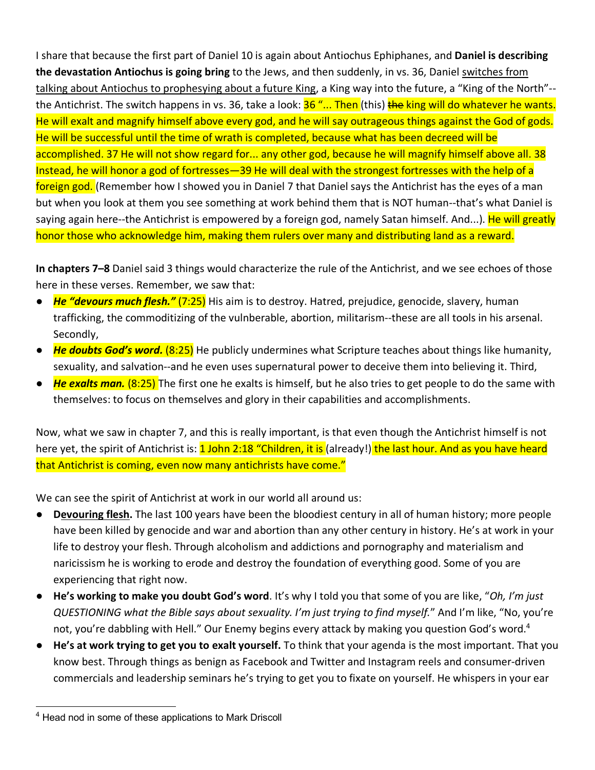I share that because the first part of Daniel 10 is again about Antiochus Ephiphanes, and **Daniel is describing the devastation Antiochus is going bring** to the Jews, and then suddenly, in vs. 36, Daniel <u>switches from talking about Antiochus to prophesying about a future King</u>, a King way into the future, a "King of the North"--the Antichrist. The switch happens in vs. 36, take a look: 36 "... Then (this) ~~the~~ king will do whatever he wants. He will exalt and magnify himself above every god, and he will say outrageous things against the God of gods. He will be successful until the time of wrath is completed, because what has been decreed will be accomplished. 37 He will not show regard for... any other god, because he will magnify himself above all. 38 Instead, he will honor a god of fortresses—39 He will deal with the strongest fortresses with the help of a foreign god. (Remember how I showed you in Daniel 7 that Daniel says the Antichrist has the eyes of a man but when you look at them you see something at work behind them that is NOT human--that's what Daniel is saying again here--the Antichrist is empowered by a foreign god, namely Satan himself. And...). He will greatly honor those who acknowledge him, making them rulers over many and distributing land as a reward.

**In chapters 7–8** Daniel said 3 things would characterize the rule of the Antichrist, and we see echoes of those here in these verses. Remember, we saw that:

- ***He "devours much flesh."*** (7:25) His aim is to destroy. Hatred, prejudice, genocide, slavery, human trafficking, the commoditizing of the vulnerable, abortion, militarism--these are all tools in his arsenal. Secondly,
- ***He doubts God's word.*** (8:25) He publicly undermines what Scripture teaches about things like humanity, sexuality, and salvation--and he even uses supernatural power to deceive them into believing it. Third,
- ***He exalts man.*** (8:25) The first one he exalts is himself, but he also tries to get people to do the same with themselves: to focus on themselves and glory in their capabilities and accomplishments.

Now, what we saw in chapter 7, and this is really important, is that even though the Antichrist himself is not here yet, the spirit of Antichrist is: 1 John 2:18 "Children, it is (already!) the last hour. And as you have heard that Antichrist is coming, even now many antichrists have come."

We can see the spirit of Antichrist at work in our world all around us:

- **D<u>evouring flesh</u>.** The last 100 years have been the bloodiest century in all of human history; more people have been killed by genocide and war and abortion than any other century in history. He's at work in your life to destroy your flesh. Through alcoholism and addictions and pornography and materialism and naricissism he is working to erode and destroy the foundation of everything good. Some of you are experiencing that right now.
- **He's working to make you doubt God's word**. It's why I told you that some of you are like, "*Oh, I'm just QUESTIONING what the Bible says about sexuality. I'm just trying to find myself.*" And I'm like, "No, you're not, you're dabbling with Hell." Our Enemy begins every attack by making you question God's word.[4]
- **He's at work trying to get you to exalt yourself.** To think that your agenda is the most important. That you know best. Through things as benign as Facebook and Twitter and Instagram reels and consumer-driven commercials and leadership seminars he's trying to get you to fixate on yourself. He whispers in your ear

---

[4] Head nod in some of these applications to Mark Driscoll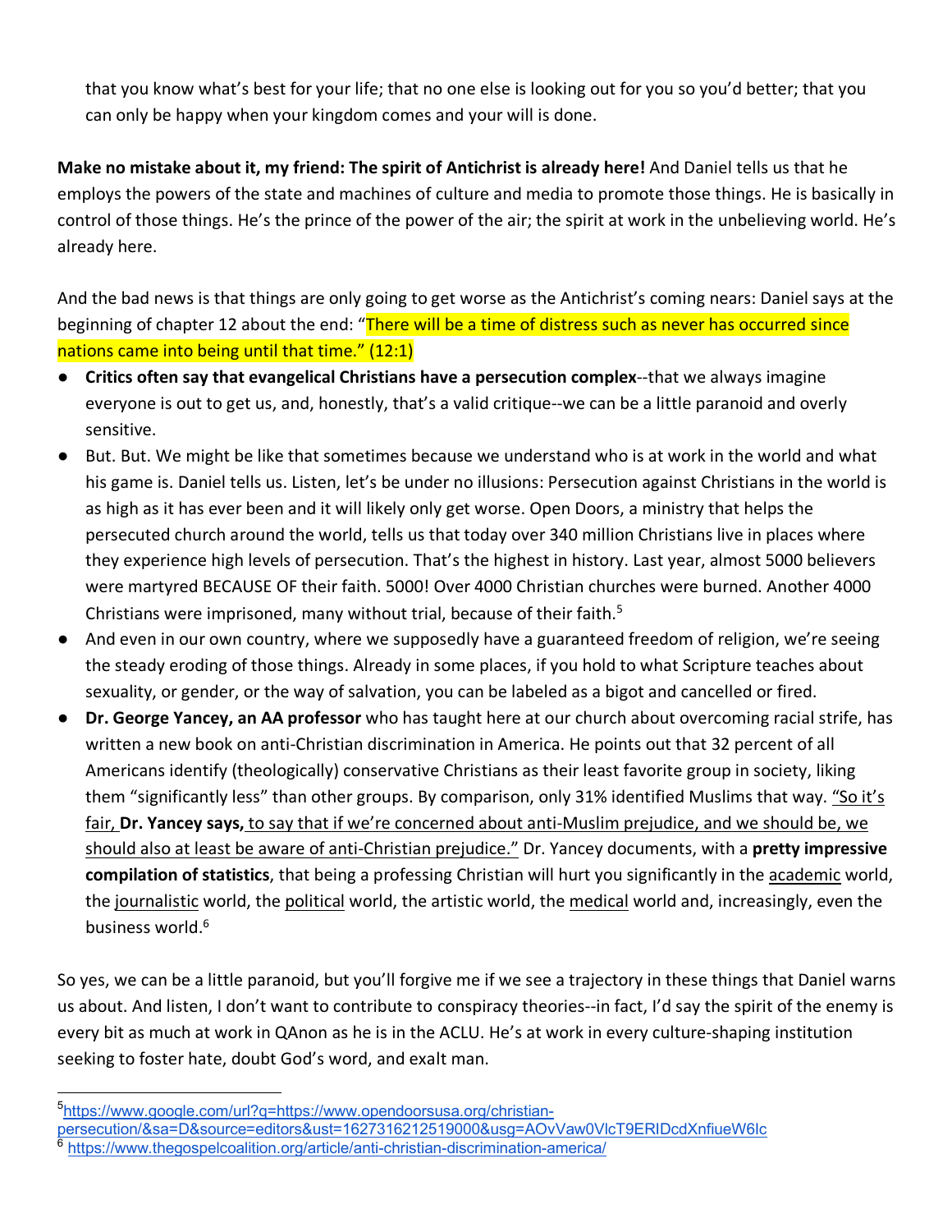that you know what's best for your life; that no one else is looking out for you so you'd better; that you can only be happy when your kingdom comes and your will is done.

**Make no mistake about it, my friend: The spirit of Antichrist is already here!** And Daniel tells us that he employs the powers of the state and machines of culture and media to promote those things. He is basically in control of those things. He's the prince of the power of the air; the spirit at work in the unbelieving world. He's already here.

And the bad news is that things are only going to get worse as the Antichrist's coming nears: Daniel says at the beginning of chapter 12 about the end: "There will be a time of distress such as never has occurred since nations came into being until that time." (12:1)

- **Critics often say that evangelical Christians have a persecution complex**--that we always imagine everyone is out to get us, and, honestly, that's a valid critique--we can be a little paranoid and overly sensitive.
- But. But. We might be like that sometimes because we understand who is at work in the world and what his game is. Daniel tells us. Listen, let's be under no illusions: Persecution against Christians in the world is as high as it has ever been and it will likely only get worse. Open Doors, a ministry that helps the persecuted church around the world, tells us that today over 340 million Christians live in places where they experience high levels of persecution. That's the highest in history. Last year, almost 5000 believers were martyred BECAUSE OF their faith. 5000! Over 4000 Christian churches were burned. Another 4000 Christians were imprisoned, many without trial, because of their faith.[5]
- And even in our own country, where we supposedly have a guaranteed freedom of religion, we're seeing the steady eroding of those things. Already in some places, if you hold to what Scripture teaches about sexuality, or gender, or the way of salvation, you can be labeled as a bigot and cancelled or fired.
- **Dr. George Yancey, an AA professor** who has taught here at our church about overcoming racial strife, has written a new book on anti-Christian discrimination in America. He points out that 32 percent of all Americans identify (theologically) conservative Christians as their least favorite group in society, liking them "significantly less" than other groups. By comparison, only 31% identified Muslims that way. "So it's fair, **Dr. Yancey says,** to say that if we're concerned about anti-Muslim prejudice, and we should be, we should also at least be aware of anti-Christian prejudice." Dr. Yancey documents, with a **pretty impressive compilation of statistics**, that being a professing Christian will hurt you significantly in the academic world, the journalistic world, the political world, the artistic world, the medical world and, increasingly, even the business world.[6]

So yes, we can be a little paranoid, but you'll forgive me if we see a trajectory in these things that Daniel warns us about. And listen, I don't want to contribute to conspiracy theories--in fact, I'd say the spirit of the enemy is every bit as much at work in QAnon as he is in the ACLU. He's at work in every culture-shaping institution seeking to foster hate, doubt God's word, and exalt man.

---

[5] https://www.google.com/url?q=https://www.opendoorsusa.org/christian-persecution/&sa=D&source=editors&ust=1627316212519000&usg=AOvVaw0VlcT9ERIDcdXnfiueW6lc

[6] https://www.thegospelcoalition.org/article/anti-christian-discrimination-america/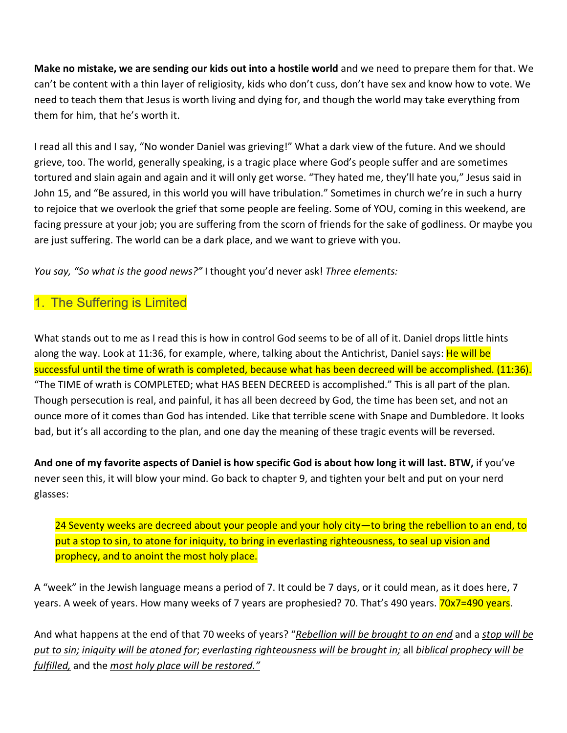**Make no mistake, we are sending our kids out into a hostile world** and we need to prepare them for that. We can't be content with a thin layer of religiosity, kids who don't cuss, don't have sex and know how to vote. We need to teach them that Jesus is worth living and dying for, and though the world may take everything from them for him, that he's worth it.

I read all this and I say, "No wonder Daniel was grieving!" What a dark view of the future. And we should grieve, too. The world, generally speaking, is a tragic place where God's people suffer and are sometimes tortured and slain again and again and it will only get worse. "They hated me, they'll hate you," Jesus said in John 15, and "Be assured, in this world you will have tribulation." Sometimes in church we're in such a hurry to rejoice that we overlook the grief that some people are feeling. Some of YOU, coming in this weekend, are facing pressure at your job; you are suffering from the scorn of friends for the sake of godliness. Or maybe you are just suffering. The world can be a dark place, and we want to grieve with you.

*You say, "So what is the good news?"* I thought you'd never ask! *Three elements:*

## 1. The Suffering is Limited

What stands out to me as I read this is how in control God seems to be of all of it. Daniel drops little hints along the way. Look at 11:36, for example, where, talking about the Antichrist, Daniel says: He will be successful until the time of wrath is completed, because what has been decreed will be accomplished. (11:36). "The TIME of wrath is COMPLETED; what HAS BEEN DECREED is accomplished." This is all part of the plan. Though persecution is real, and painful, it has all been decreed by God, the time has been set, and not an ounce more of it comes than God has intended. Like that terrible scene with Snape and Dumbledore. It looks bad, but it's all according to the plan, and one day the meaning of these tragic events will be reversed.

**And one of my favorite aspects of Daniel is how specific God is about how long it will last. BTW,** if you've never seen this, it will blow your mind. Go back to chapter 9, and tighten your belt and put on your nerd glasses:

> 24 Seventy weeks are decreed about your people and your holy city—to bring the rebellion to an end, to put a stop to sin, to atone for iniquity, to bring in everlasting righteousness, to seal up vision and prophecy, and to anoint the most holy place.

A "week" in the Jewish language means a period of 7. It could be 7 days, or it could mean, as it does here, 7 years. A week of years. How many weeks of 7 years are prophesied? 70. That's 490 years. 70x7=490 years.

And what happens at the end of that 70 weeks of years? "*Rebellion will be brought to an end* and a *stop will be put to sin; iniquity will be atoned for*; *everlasting righteousness will be brought in;* all *biblical prophecy will be fulfilled,* and the *most holy place will be restored."*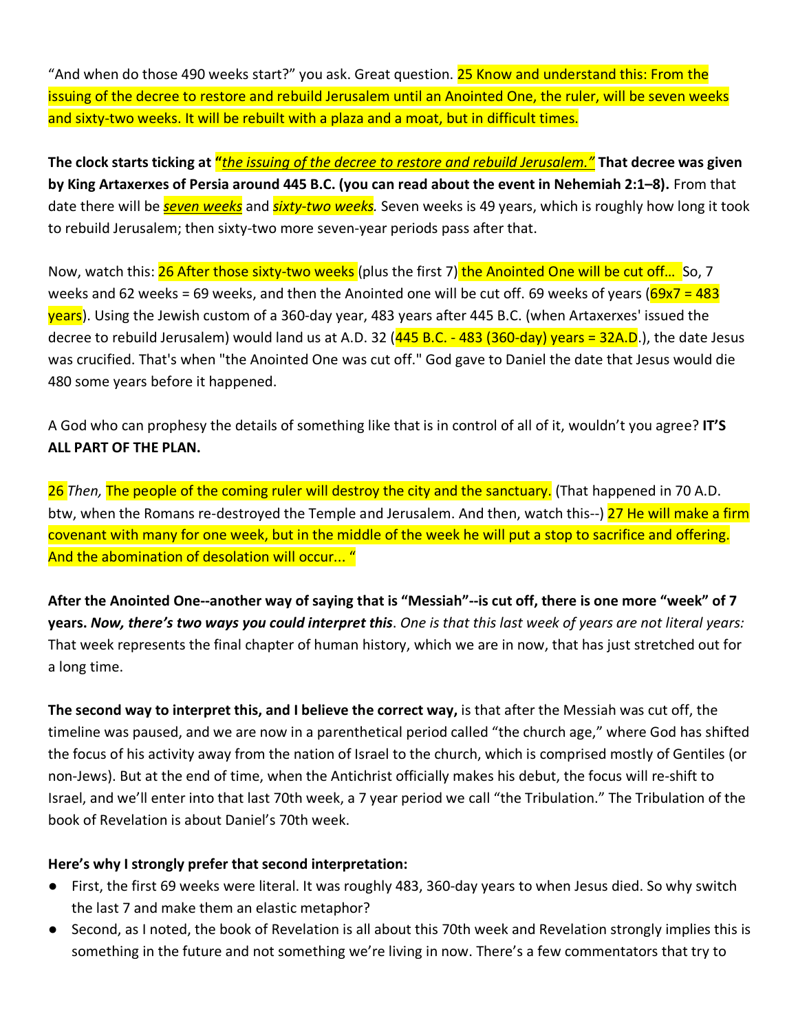"And when do those 490 weeks start?" you ask. Great question. 25 Know and understand this: From the issuing of the decree to restore and rebuild Jerusalem until an Anointed One, the ruler, will be seven weeks and sixty-two weeks. It will be rebuilt with a plaza and a moat, but in difficult times.

**The clock starts ticking at "*the issuing of the decree to restore and rebuild Jerusalem.*" That decree was given by King Artaxerxes of Persia around 445 B.C. (you can read about the event in Nehemiah 2:1–8).** From that date there will be ***seven weeks*** and *sixty-two weeks.* Seven weeks is 49 years, which is roughly how long it took to rebuild Jerusalem; then sixty-two more seven-year periods pass after that.

Now, watch this: 26 After those sixty-two weeks (plus the first 7) the Anointed One will be cut off… So, 7 weeks and 62 weeks = 69 weeks, and then the Anointed one will be cut off. 69 weeks of years (69x7 = 483 years). Using the Jewish custom of a 360-day year, 483 years after 445 B.C. (when Artaxerxes' issued the decree to rebuild Jerusalem) would land us at A.D. 32 (445 B.C. - 483 (360-day) years = 32A.D.), the date Jesus was crucified. That's when "the Anointed One was cut off." God gave to Daniel the date that Jesus would die 480 some years before it happened.

A God who can prophesy the details of something like that is in control of all of it, wouldn't you agree? **IT'S ALL PART OF THE PLAN.**

26 *Then,* The people of the coming ruler will destroy the city and the sanctuary. (That happened in 70 A.D. btw, when the Romans re-destroyed the Temple and Jerusalem. And then, watch this--) 27 He will make a firm covenant with many for one week, but in the middle of the week he will put a stop to sacrifice and offering. And the abomination of desolation will occur... "

**After the Anointed One--another way of saying that is "Messiah"--is cut off, there is one more "week" of 7 years. *Now, there's two ways you could interpret this*.** *One is that this last week of years are not literal years:* That week represents the final chapter of human history, which we are in now, that has just stretched out for a long time.

**The second way to interpret this, and I believe the correct way,** is that after the Messiah was cut off, the timeline was paused, and we are now in a parenthetical period called "the church age," where God has shifted the focus of his activity away from the nation of Israel to the church, which is comprised mostly of Gentiles (or non-Jews). But at the end of time, when the Antichrist officially makes his debut, the focus will re-shift to Israel, and we'll enter into that last 70th week, a 7 year period we call "the Tribulation." The Tribulation of the book of Revelation is about Daniel's 70th week.

**Here's why I strongly prefer that second interpretation:**

- First, the first 69 weeks were literal. It was roughly 483, 360-day years to when Jesus died. So why switch the last 7 and make them an elastic metaphor?
- Second, as I noted, the book of Revelation is all about this 70th week and Revelation strongly implies this is something in the future and not something we're living in now. There's a few commentators that try to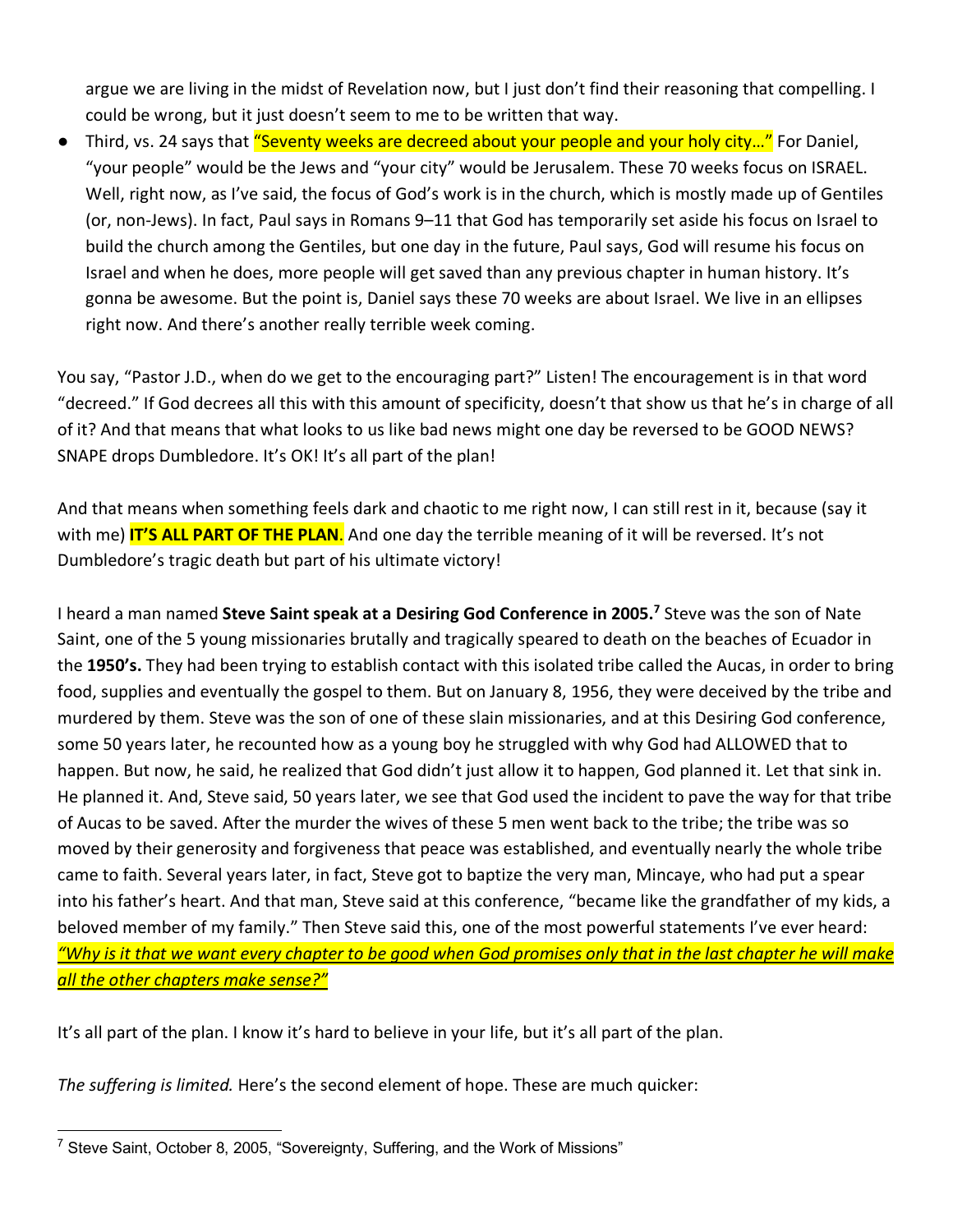argue we are living in the midst of Revelation now, but I just don't find their reasoning that compelling. I could be wrong, but it just doesn't seem to me to be written that way.

- Third, vs. 24 says that "Seventy weeks are decreed about your people and your holy city…" For Daniel, "your people" would be the Jews and "your city" would be Jerusalem. These 70 weeks focus on ISRAEL. Well, right now, as I've said, the focus of God's work is in the church, which is mostly made up of Gentiles (or, non-Jews). In fact, Paul says in Romans 9–11 that God has temporarily set aside his focus on Israel to build the church among the Gentiles, but one day in the future, Paul says, God will resume his focus on Israel and when he does, more people will get saved than any previous chapter in human history. It's gonna be awesome. But the point is, Daniel says these 70 weeks are about Israel. We live in an ellipses right now. And there's another really terrible week coming.

You say, "Pastor J.D., when do we get to the encouraging part?" Listen! The encouragement is in that word "decreed." If God decrees all this with this amount of specificity, doesn't that show us that he's in charge of all of it? And that means that what looks to us like bad news might one day be reversed to be GOOD NEWS? SNAPE drops Dumbledore. It's OK! It's all part of the plan!

And that means when something feels dark and chaotic to me right now, I can still rest in it, because (say it with me) **IT'S ALL PART OF THE PLAN**. And one day the terrible meaning of it will be reversed. It's not Dumbledore's tragic death but part of his ultimate victory!

I heard a man named **Steve Saint speak at a Desiring God Conference in 2005.**[7] Steve was the son of Nate Saint, one of the 5 young missionaries brutally and tragically speared to death on the beaches of Ecuador in the **1950's.** They had been trying to establish contact with this isolated tribe called the Aucas, in order to bring food, supplies and eventually the gospel to them. But on January 8, 1956, they were deceived by the tribe and murdered by them. Steve was the son of one of these slain missionaries, and at this Desiring God conference, some 50 years later, he recounted how as a young boy he struggled with why God had ALLOWED that to happen. But now, he said, he realized that God didn't just allow it to happen, God planned it. Let that sink in. He planned it. And, Steve said, 50 years later, we see that God used the incident to pave the way for that tribe of Aucas to be saved. After the murder the wives of these 5 men went back to the tribe; the tribe was so moved by their generosity and forgiveness that peace was established, and eventually nearly the whole tribe came to faith. Several years later, in fact, Steve got to baptize the very man, Mincaye, who had put a spear into his father's heart. And that man, Steve said at this conference, "became like the grandfather of my kids, a beloved member of my family." Then Steve said this, one of the most powerful statements I've ever heard: *"Why is it that we want every chapter to be good when God promises only that in the last chapter he will make all the other chapters make sense?"*

It's all part of the plan. I know it's hard to believe in your life, but it's all part of the plan.

*The suffering is limited.* Here's the second element of hope. These are much quicker:

[7] Steve Saint, October 8, 2005, "Sovereignty, Suffering, and the Work of Missions"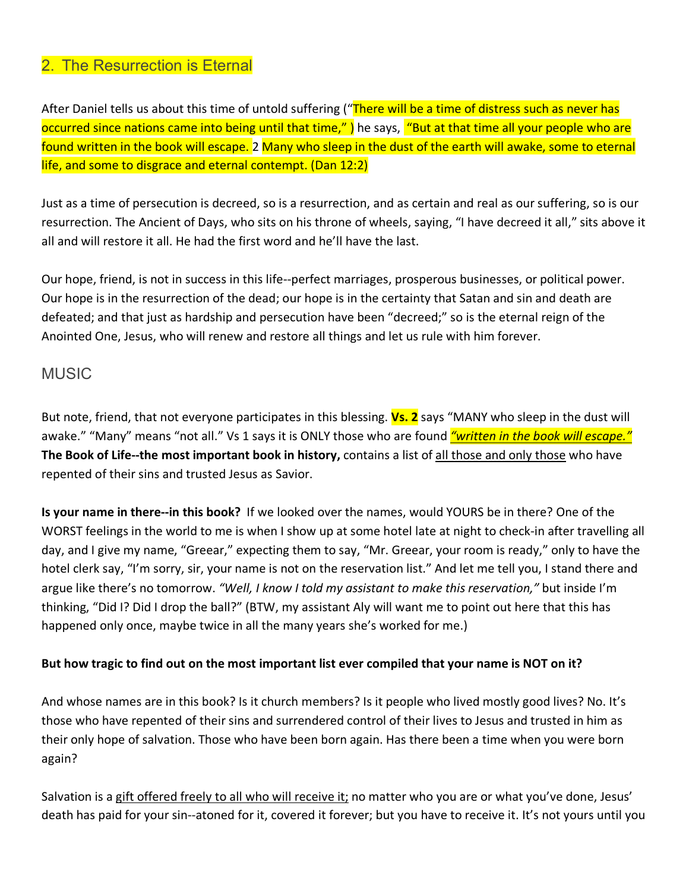## 2. The Resurrection is Eternal

After Daniel tells us about this time of untold suffering ("There will be a time of distress such as never has occurred since nations came into being until that time," ) he says, "But at that time all your people who are found written in the book will escape. 2 Many who sleep in the dust of the earth will awake, some to eternal life, and some to disgrace and eternal contempt. (Dan 12:2)

Just as a time of persecution is decreed, so is a resurrection, and as certain and real as our suffering, so is our resurrection. The Ancient of Days, who sits on his throne of wheels, saying, "I have decreed it all," sits above it all and will restore it all. He had the first word and he'll have the last.

Our hope, friend, is not in success in this life--perfect marriages, prosperous businesses, or political power. Our hope is in the resurrection of the dead; our hope is in the certainty that Satan and sin and death are defeated; and that just as hardship and persecution have been "decreed;" so is the eternal reign of the Anointed One, Jesus, who will renew and restore all things and let us rule with him forever.

### MUSIC

But note, friend, that not everyone participates in this blessing. **Vs. 2** says "MANY who sleep in the dust will awake." "Many" means "not all." Vs 1 says it is ONLY those who are found *"written in the book will escape."* **The Book of Life--the most important book in history,** contains a list of all those and only those who have repented of their sins and trusted Jesus as Savior.

**Is your name in there--in this book?** If we looked over the names, would YOURS be in there? One of the WORST feelings in the world to me is when I show up at some hotel late at night to check-in after travelling all day, and I give my name, "Greear," expecting them to say, "Mr. Greear, your room is ready," only to have the hotel clerk say, "I'm sorry, sir, your name is not on the reservation list." And let me tell you, I stand there and argue like there's no tomorrow. *"Well, I know I told my assistant to make this reservation,"* but inside I'm thinking, "Did I? Did I drop the ball?" (BTW, my assistant Aly will want me to point out here that this has happened only once, maybe twice in all the many years she's worked for me.)

**But how tragic to find out on the most important list ever compiled that your name is NOT on it?**

And whose names are in this book? Is it church members? Is it people who lived mostly good lives? No. It's those who have repented of their sins and surrendered control of their lives to Jesus and trusted in him as their only hope of salvation. Those who have been born again. Has there been a time when you were born again?

Salvation is a gift offered freely to all who will receive it; no matter who you are or what you've done, Jesus' death has paid for your sin--atoned for it, covered it forever; but you have to receive it. It's not yours until you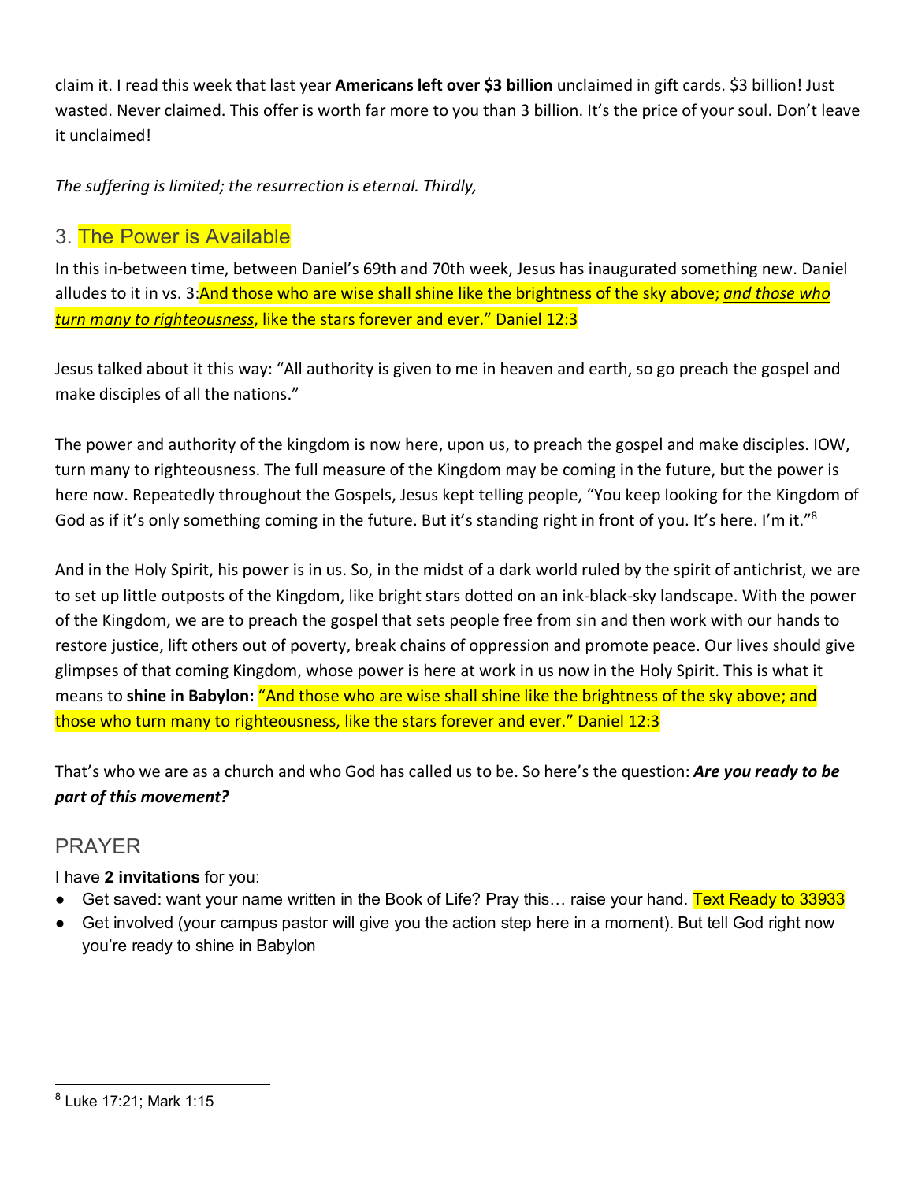claim it. I read this week that last year **Americans left over $3 billion** unclaimed in gift cards. $3 billion! Just wasted. Never claimed. This offer is worth far more to you than 3 billion. It's the price of your soul. Don't leave it unclaimed!

*The suffering is limited; the resurrection is eternal. Thirdly,*

## 3. The Power is Available

In this in-between time, between Daniel's 69th and 70th week, Jesus has inaugurated something new. Daniel alludes to it in vs. 3:And those who are wise shall shine like the brightness of the sky above; ***and those who turn many to righteousness***, like the stars forever and ever." Daniel 12:3

Jesus talked about it this way: "All authority is given to me in heaven and earth, so go preach the gospel and make disciples of all the nations."

The power and authority of the kingdom is now here, upon us, to preach the gospel and make disciples. IOW, turn many to righteousness. The full measure of the Kingdom may be coming in the future, but the power is here now. Repeatedly throughout the Gospels, Jesus kept telling people, "You keep looking for the Kingdom of God as if it's only something coming in the future. But it's standing right in front of you. It's here. I'm it."[8]

And in the Holy Spirit, his power is in us. So, in the midst of a dark world ruled by the spirit of antichrist, we are to set up little outposts of the Kingdom, like bright stars dotted on an ink-black-sky landscape. With the power of the Kingdom, we are to preach the gospel that sets people free from sin and then work with our hands to restore justice, lift others out of poverty, break chains of oppression and promote peace. Our lives should give glimpses of that coming Kingdom, whose power is here at work in us now in the Holy Spirit. This is what it means to **shine in Babylon:** "And those who are wise shall shine like the brightness of the sky above; and those who turn many to righteousness, like the stars forever and ever." Daniel 12:3

That's who we are as a church and who God has called us to be. So here's the question: ***Are you ready to be part of this movement?***

## PRAYER

I have **2 invitations** for you:

- Get saved: want your name written in the Book of Life? Pray this… raise your hand. Text Ready to 33933
- Get involved (your campus pastor will give you the action step here in a moment). But tell God right now you're ready to shine in Babylon

[8] Luke 17:21; Mark 1:15